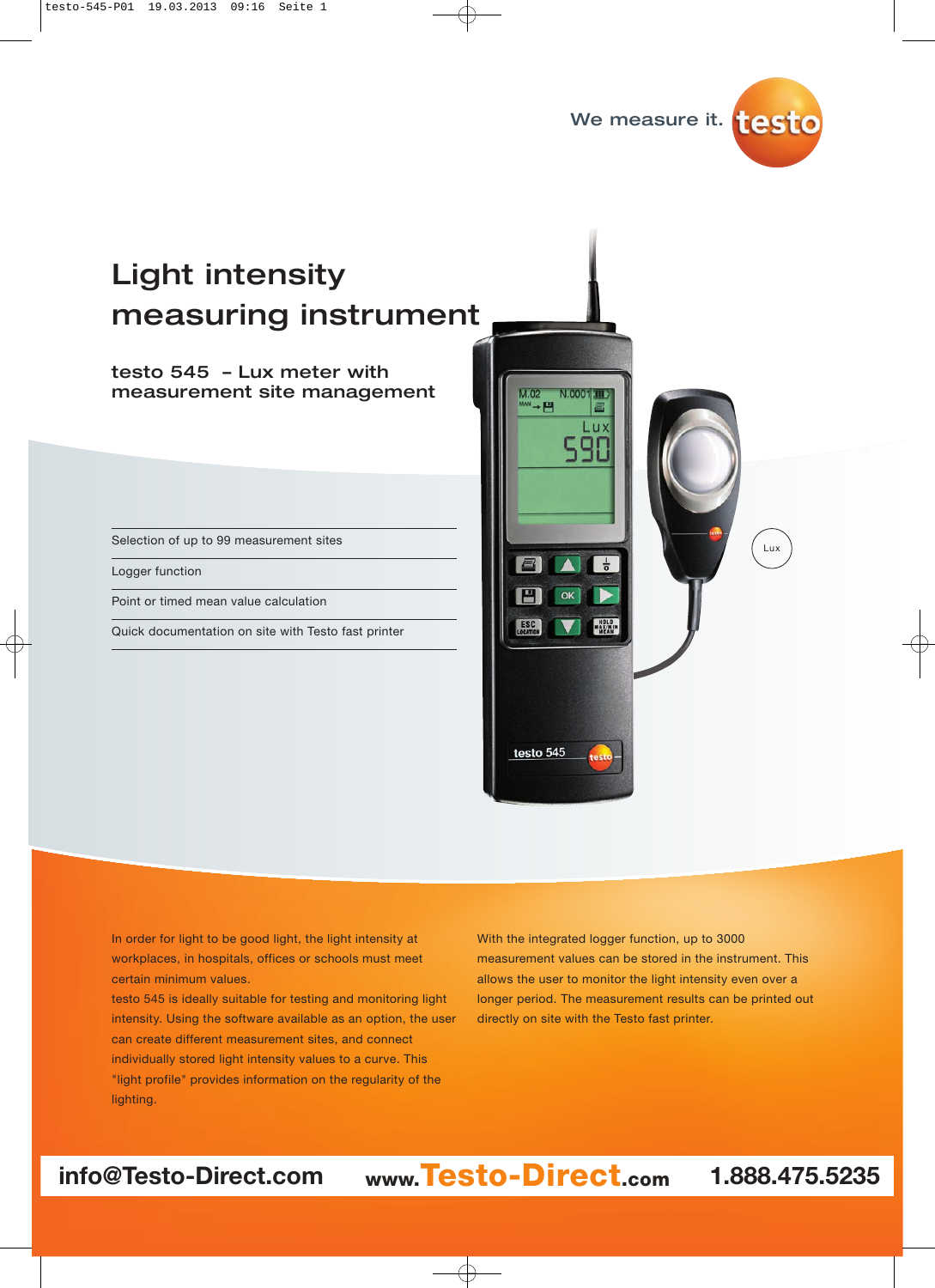We measure it. testo

# Light intensity measuring instrument

## testo 545 – Lux meter with measurement site management

- Selection of up to 99 measurement sites
- Logger function
- Point or timed mean value calculation
- Quick documentation on site with Testo fast printer

In order for light to be good light, the light intensity at workplaces, in hospitals, offices or schools must meet certain minimum values.
testo 545 is ideally suitable for testing and monitoring light intensity. Using the software available as an option, the user can create different measurement sites, and connect individually stored light intensity values to a curve. This "light profile" provides information on the regularity of the lighting.

With the integrated logger function, up to 3000 measurement values can be stored in the instrument. This allows the user to monitor the light intensity even over a longer period. The measurement results can be printed out directly on site with the Testo fast printer.

info@Testo-Direct.com www.Testo-Direct.com 1.888.475.5235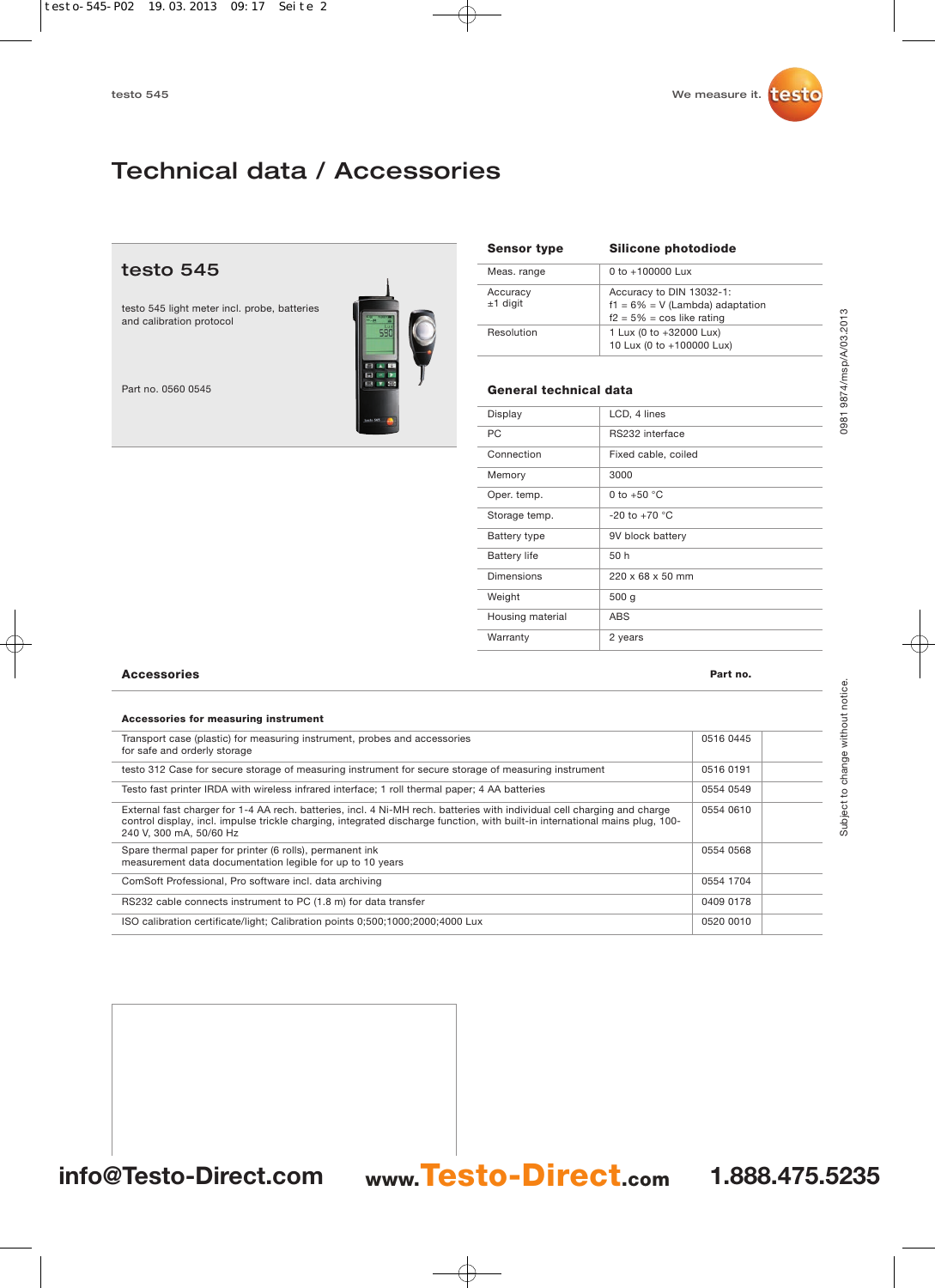# Technical data / Accessories

## testo 545

testo 545 light meter incl. probe, batteries and calibration protocol

Part no. 0560 0545

| Sensor type | Silicone photodiode |
|---|---|
| Meas. range | 0 to +100000 Lux |
| Accuracy<br>±1 digit | Accuracy to DIN 13032-1:<br>f1 = 6% = V (Lambda) adaptation<br>f2 = 5% = cos like rating |
| Resolution | 1 Lux (0 to +32000 Lux)<br>10 Lux (0 to +100000 Lux) |

### General technical data

| | |
|---|---|
| Display | LCD, 4 lines |
| PC | RS232 interface |
| Connection | Fixed cable, coiled |
| Memory | 3000 |
| Oper. temp. | 0 to +50 °C |
| Storage temp. | -20 to +70 °C |
| Battery type | 9V block battery |
| Battery life | 50 h |
| Dimensions | 220 x 68 x 50 mm |
| Weight | 500 g |
| Housing material | ABS |
| Warranty | 2 years |

### Accessories

| Accessories for measuring instrument | Part no. |
|---|---|
| Transport case (plastic) for measuring instrument, probes and accessories for safe and orderly storage | 0516 0445 |
| testo 312 Case for secure storage of measuring instrument for secure storage of measuring instrument | 0516 0191 |
| Testo fast printer IRDA with wireless infrared interface; 1 roll thermal paper; 4 AA batteries | 0554 0549 |
| External fast charger for 1-4 AA rech. batteries, incl. 4 Ni-MH rech. batteries with individual cell charging and charge control display, incl. impulse trickle charging, integrated discharge function, with built-in international mains plug, 100-240 V, 300 mA, 50/60 Hz | 0554 0610 |
| Spare thermal paper for printer (6 rolls), permanent ink measurement data documentation legible for up to 10 years | 0554 0568 |
| ComSoft Professional, Pro software incl. data archiving | 0554 1704 |
| RS232 cable connects instrument to PC (1.8 m) for data transfer | 0409 0178 |
| ISO calibration certificate/light; Calibration points 0;500;1000;2000;4000 Lux | 0520 0010 |

0981 9874/msp/A/03.2013

Subject to change without notice.

info@Testo-Direct.com www.Testo-Direct.com 1.888.475.5235